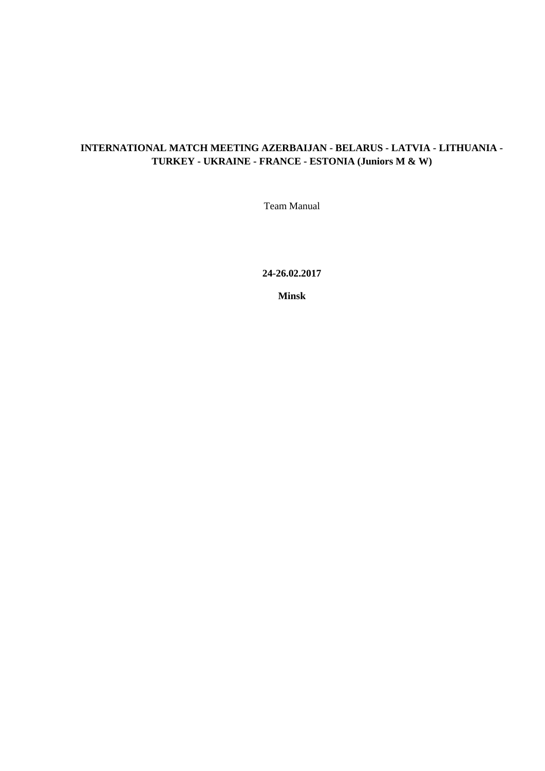# INTERNATIONAL MATCH MEETING AZERBAIJAN - BELARUS - LATVIA - LITHUANIA - TURKEY - UKRAINE - FRANCE - ESTONIA (Juniors M & W)

Team Manual

**24-26.02.2017**

**Minsk**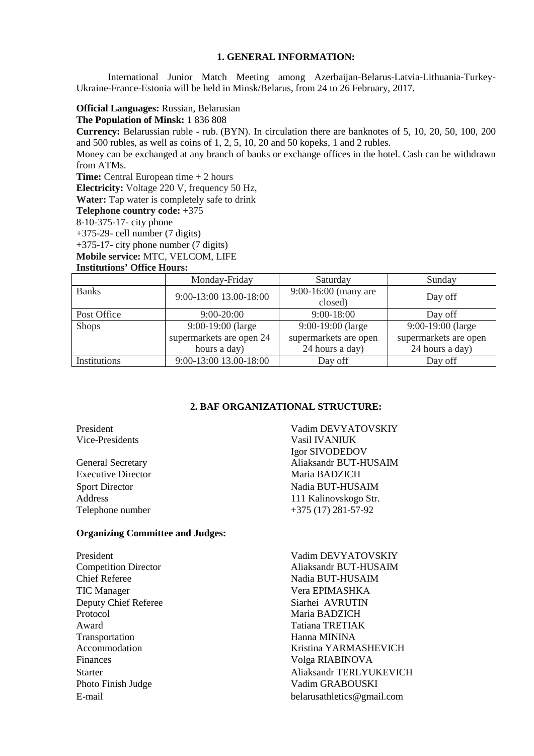## 1. GENERAL INFORMATION:

International Junior Match Meeting among Azerbaijan-Belarus-Latvia-Lithuania-Turkey-Ukraine-France-Estonia will be held in Minsk/Belarus, from 24 to 26 February, 2017.

**Official Languages:** Russian, Belarusian
**The Population of Minsk:** 1 836 808
**Currency:** Belarussian ruble - rub. (BYN). In circulation there are banknotes of 5, 10, 20, 50, 100, 200 and 500 rubles, as well as coins of 1, 2, 5, 10, 20 and 50 kopeks, 1 and 2 rubles.
Money can be exchanged at any branch of banks or exchange offices in the hotel. Cash can be withdrawn from ATMs.
**Time:** Central European time + 2 hours
**Electricity:** Voltage 220 V, frequency 50 Hz,
**Water:** Tap water is completely safe to drink
**Telephone country code:** +375
8-10-375-17- city phone
+375-29- cell number (7 digits)
+375-17- city phone number (7 digits)
**Mobile service:** MTC, VELCOM, LIFE
**Institutions' Office Hours:**

| | Monday-Friday | Saturday | Sunday |
|---|---|---|---|
| Banks | 9:00-13:00 13.00-18:00 | 9:00-16:00 (many are closed) | Day off |
| Post Office | 9:00-20:00 | 9:00-18:00 | Day off |
| Shops | 9:00-19:00 (large supermarkets are open 24 hours a day) | 9:00-19:00 (large supermarkets are open 24 hours a day) | 9:00-19:00 (large supermarkets are open 24 hours a day) |
| Institutions | 9:00-13:00 13.00-18:00 | Day off | Day off |

## 2. BAF ORGANIZATIONAL STRUCTURE:

| | |
|---|---|
| President | Vadim DEVYATOVSKIY |
| Vice-Presidents | Vasil IVANIUK |
| | Igor SIVODEDOV |
| General Secretary | Aliaksandr BUT-HUSAIM |
| Executive Director | Maria BADZICH |
| Sport Director | Nadia BUT-HUSAIM |
| Address | 111 Kalinovskogo Str. |
| Telephone number | +375 (17) 281-57-92 |

**Organizing Committee and Judges:**

| | |
|---|---|
| President | Vadim DEVYATOVSKIY |
| Competition Director | Aliaksandr BUT-HUSAIM |
| Chief Referee | Nadia BUT-HUSAIM |
| TIC Manager | Vera EPIMASHKA |
| Deputy Chief Referee | Siarhei AVRUTIN |
| Protocol | Maria BADZICH |
| Award | Tatiana TRETIAK |
| Transportation | Hanna MININA |
| Accommodation | Kristina YARMASHEVICH |
| Finances | Volga RIABINOVA |
| Starter | Aliaksandr TERLYUKEVICH |
| Photo Finish Judge | Vadim GRABOUSKI |
| E-mail | belarusathletics@gmail.com |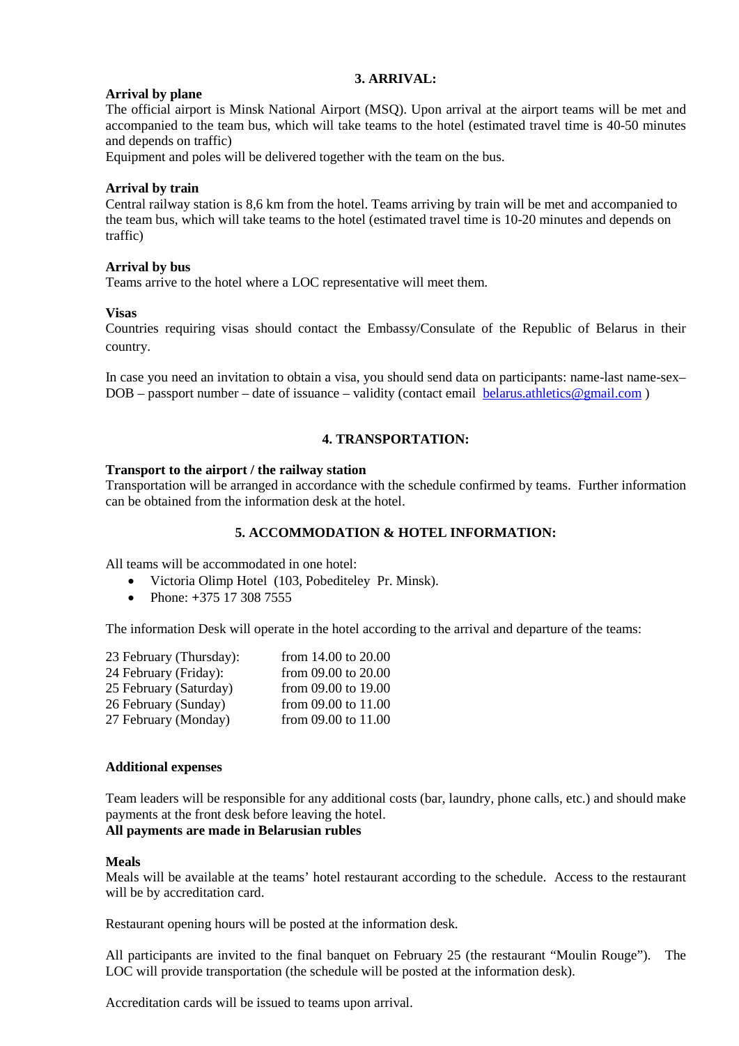## 3. ARRIVAL:

**Arrival by plane**

The official airport is Minsk National Airport (MSQ). Upon arrival at the airport teams will be met and accompanied to the team bus, which will take teams to the hotel (estimated travel time is 40-50 minutes and depends on traffic)

Equipment and poles will be delivered together with the team on the bus.

**Arrival by train**

Central railway station is 8,6 km from the hotel. Teams arriving by train will be met and accompanied to the team bus, which will take teams to the hotel (estimated travel time is 10-20 minutes and depends on traffic)

**Arrival by bus**

Teams arrive to the hotel where a LOC representative will meet them.

**Visas**

Countries requiring visas should contact the Embassy/Consulate of the Republic of Belarus in their country.

In case you need an invitation to obtain a visa, you should send data on participants: name-last name-sex– DOB – passport number – date of issuance – validity (contact email belarus.athletics@gmail.com )

## 4. TRANSPORTATION:

**Transport to the airport / the railway station**

Transportation will be arranged in accordance with the schedule confirmed by teams. Further information can be obtained from the information desk at the hotel.

## 5. ACCOMMODATION & HOTEL INFORMATION:

All teams will be accommodated in one hotel:

- Victoria Olimp Hotel (103, Pobediteley Pr. Minsk).
- Phone: +375 17 308 7555

The information Desk will operate in the hotel according to the arrival and departure of the teams:

| | |
|---|---|
| 23 February (Thursday): | from 14.00 to 20.00 |
| 24 February (Friday): | from 09.00 to 20.00 |
| 25 February (Saturday) | from 09.00 to 19.00 |
| 26 February (Sunday) | from 09.00 to 11.00 |
| 27 February (Monday) | from 09.00 to 11.00 |

**Additional expenses**

Team leaders will be responsible for any additional costs (bar, laundry, phone calls, etc.) and should make payments at the front desk before leaving the hotel.

**All payments are made in Belarusian rubles**

**Meals**

Meals will be available at the teams' hotel restaurant according to the schedule. Access to the restaurant will be by accreditation card.

Restaurant opening hours will be posted at the information desk.

All participants are invited to the final banquet on February 25 (the restaurant "Moulin Rouge"). The LOC will provide transportation (the schedule will be posted at the information desk).

Accreditation cards will be issued to teams upon arrival.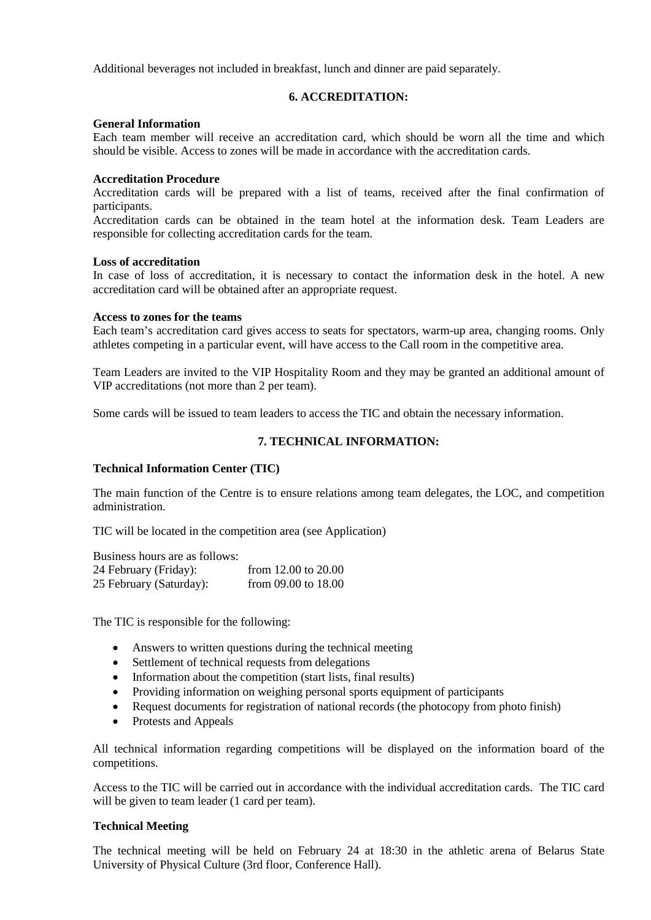Additional beverages not included in breakfast, lunch and dinner are paid separately.

## 6. ACCREDITATION:

**General Information**

Each team member will receive an accreditation card, which should be worn all the time and which should be visible. Access to zones will be made in accordance with the accreditation cards.

**Accreditation Procedure**

Accreditation cards will be prepared with a list of teams, received after the final confirmation of participants.

Accreditation cards can be obtained in the team hotel at the information desk. Team Leaders are responsible for collecting accreditation cards for the team.

**Loss of accreditation**

In case of loss of accreditation, it is necessary to contact the information desk in the hotel. A new accreditation card will be obtained after an appropriate request.

**Access to zones for the teams**

Each team's accreditation card gives access to seats for spectators, warm-up area, changing rooms. Only athletes competing in a particular event, will have access to the Call room in the competitive area.

Team Leaders are invited to the VIP Hospitality Room and they may be granted an additional amount of VIP accreditations (not more than 2 per team).

Some cards will be issued to team leaders to access the TIC and obtain the necessary information.

## 7. TECHNICAL INFORMATION:

**Technical Information Center (TIC)**

The main function of the Centre is to ensure relations among team delegates, the LOC, and competition administration.

TIC will be located in the competition area (see Application)

Business hours are as follows:

| | |
|---|---|
| 24 February (Friday): | from 12.00 to 20.00 |
| 25 February (Saturday): | from 09.00 to 18.00 |

The TIC is responsible for the following:

- Answers to written questions during the technical meeting
- Settlement of technical requests from delegations
- Information about the competition (start lists, final results)
- Providing information on weighing personal sports equipment of participants
- Request documents for registration of national records (the photocopy from photo finish)
- Protests and Appeals

All technical information regarding competitions will be displayed on the information board of the competitions.

Access to the TIC will be carried out in accordance with the individual accreditation cards. The TIC card will be given to team leader (1 card per team).

**Technical Meeting**

The technical meeting will be held on February 24 at 18:30 in the athletic arena of Belarus State University of Physical Culture (3rd floor, Conference Hall).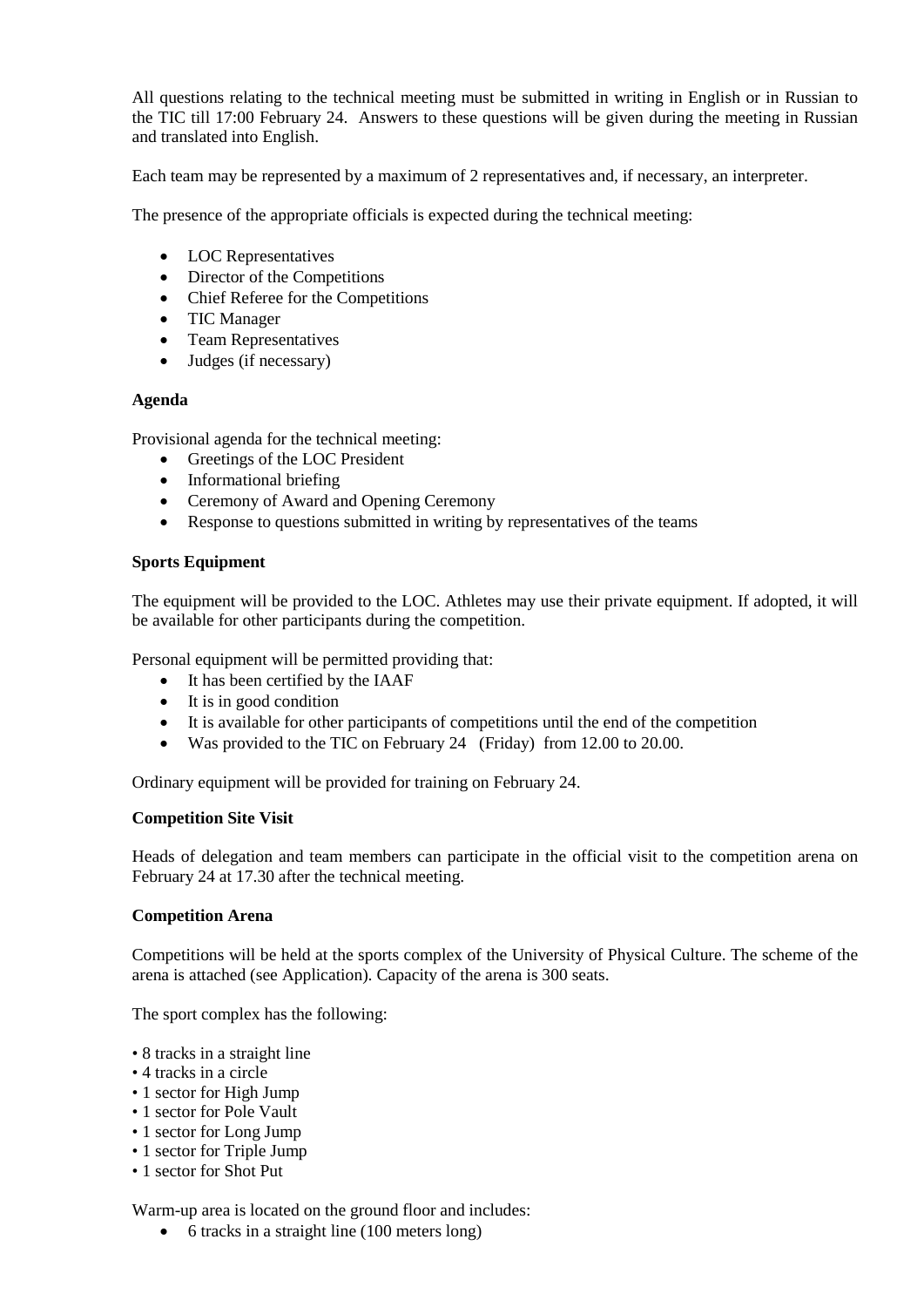All questions relating to the technical meeting must be submitted in writing in English or in Russian to the TIC till 17:00 February 24. Answers to these questions will be given during the meeting in Russian and translated into English.

Each team may be represented by a maximum of 2 representatives and, if necessary, an interpreter.

The presence of the appropriate officials is expected during the technical meeting:

- LOC Representatives
- Director of the Competitions
- Chief Referee for the Competitions
- TIC Manager
- Team Representatives
- Judges (if necessary)

**Agenda**

Provisional agenda for the technical meeting:

- Greetings of the LOC President
- Informational briefing
- Ceremony of Award and Opening Ceremony
- Response to questions submitted in writing by representatives of the teams

**Sports Equipment**

The equipment will be provided to the LOC. Athletes may use their private equipment. If adopted, it will be available for other participants during the competition.

Personal equipment will be permitted providing that:

- It has been certified by the IAAF
- It is in good condition
- It is available for other participants of competitions until the end of the competition
- Was provided to the TIC on February 24 (Friday) from 12.00 to 20.00.

Ordinary equipment will be provided for training on February 24.

**Competition Site Visit**

Heads of delegation and team members can participate in the official visit to the competition arena on February 24 at 17.30 after the technical meeting.

**Competition Arena**

Competitions will be held at the sports complex of the University of Physical Culture. The scheme of the arena is attached (see Application). Capacity of the arena is 300 seats.

The sport complex has the following:

- 8 tracks in a straight line
- 4 tracks in a circle
- 1 sector for High Jump
- 1 sector for Pole Vault
- 1 sector for Long Jump
- 1 sector for Triple Jump
- 1 sector for Shot Put

Warm-up area is located on the ground floor and includes:

- 6 tracks in a straight line (100 meters long)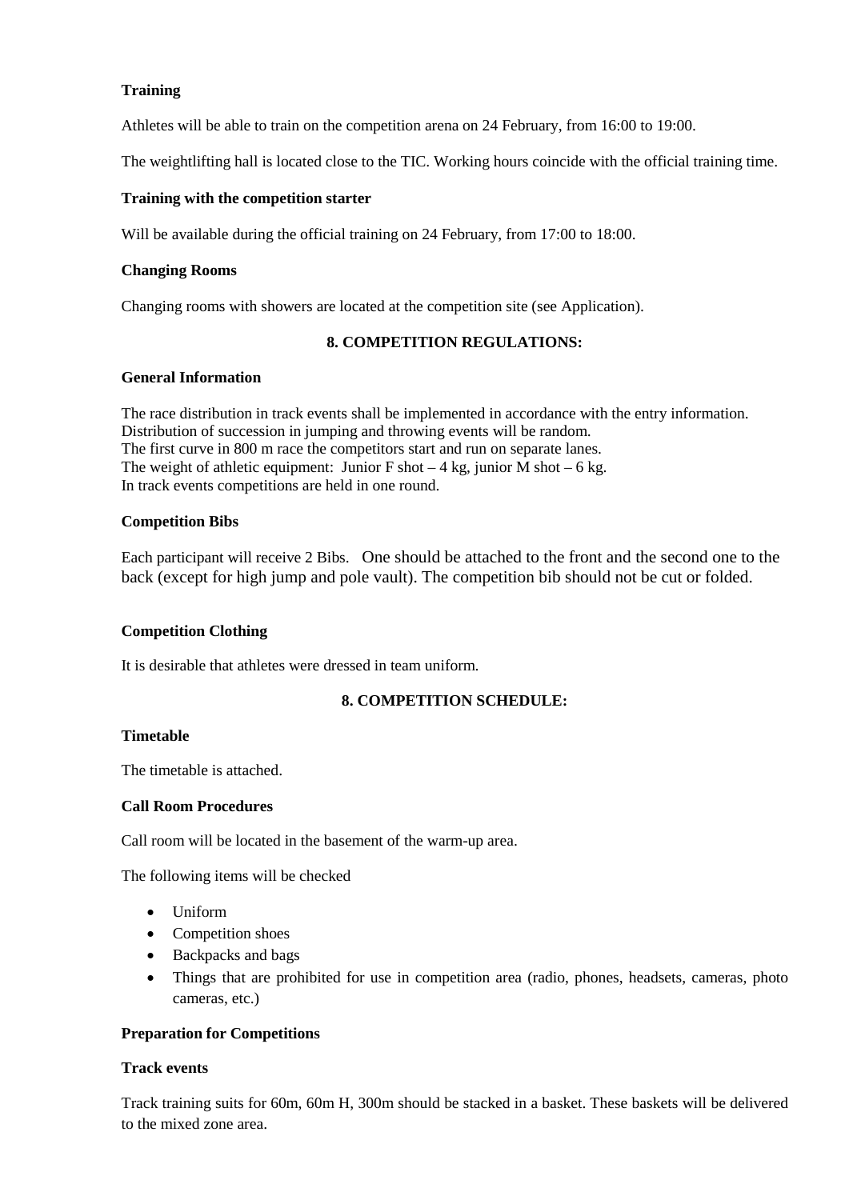**Training**

Athletes will be able to train on the competition arena on 24 February, from 16:00 to 19:00.

The weightlifting hall is located close to the TIC. Working hours coincide with the official training time.

**Training with the competition starter**

Will be available during the official training on 24 February, from 17:00 to 18:00.

**Changing Rooms**

Changing rooms with showers are located at the competition site (see Application).

## 8. COMPETITION REGULATIONS:

**General Information**

The race distribution in track events shall be implemented in accordance with the entry information.
Distribution of succession in jumping and throwing events will be random.
The first curve in 800 m race the competitors start and run on separate lanes.
The weight of athletic equipment: Junior F shot – 4 kg, junior M shot – 6 kg.
In track events competitions are held in one round.

**Competition Bibs**

Each participant will receive 2 Bibs. One should be attached to the front and the second one to the back (except for high jump and pole vault). The competition bib should not be cut or folded.

**Competition Clothing**

It is desirable that athletes were dressed in team uniform.

## 8. COMPETITION SCHEDULE:

**Timetable**

The timetable is attached.

**Call Room Procedures**

Call room will be located in the basement of the warm-up area.

The following items will be checked

- Uniform
- Competition shoes
- Backpacks and bags
- Things that are prohibited for use in competition area (radio, phones, headsets, cameras, photo cameras, etc.)

**Preparation for Competitions**

**Track events**

Track training suits for 60m, 60m H, 300m should be stacked in a basket. These baskets will be delivered to the mixed zone area.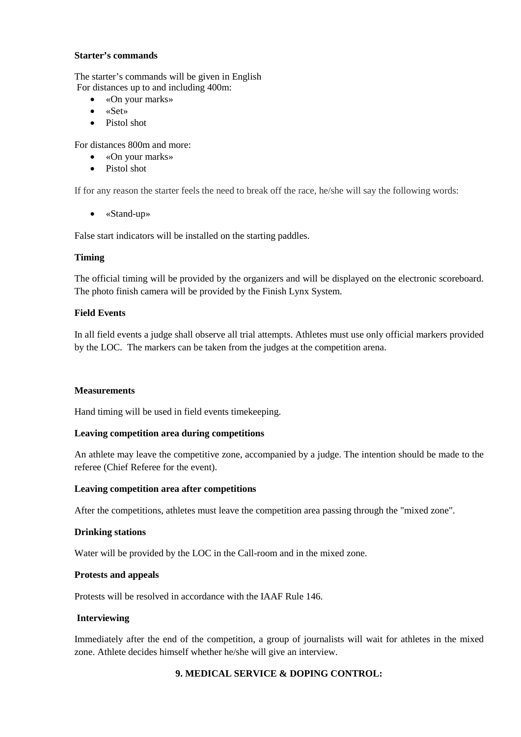**Starter's commands**

The starter's commands will be given in English
For distances up to and including 400m:

- «On your marks»
- «Set»
- Pistol shot

For distances 800m and more:

- «On your marks»
- Pistol shot

If for any reason the starter feels the need to break off the race, he/she will say the following words:

- «Stand-up»

False start indicators will be installed on the starting paddles.

**Timing**

The official timing will be provided by the organizers and will be displayed on the electronic scoreboard. The photo finish camera will be provided by the Finish Lynx System.

**Field Events**

In all field events a judge shall observe all trial attempts. Athletes must use only official markers provided by the LOC. The markers can be taken from the judges at the competition arena.

**Measurements**

Hand timing will be used in field events timekeeping.

**Leaving competition area during competitions**

An athlete may leave the competitive zone, accompanied by a judge. The intention should be made to the referee (Chief Referee for the event).

**Leaving competition area after competitions**

After the competitions, athletes must leave the competition area passing through the "mixed zone".

**Drinking stations**

Water will be provided by the LOC in the Call-room and in the mixed zone.

**Protests and appeals**

Protests will be resolved in accordance with the IAAF Rule 146.

**Interviewing**

Immediately after the end of the competition, a group of journalists will wait for athletes in the mixed zone. Athlete decides himself whether he/she will give an interview.

## 9. MEDICAL SERVICE & DOPING CONTROL: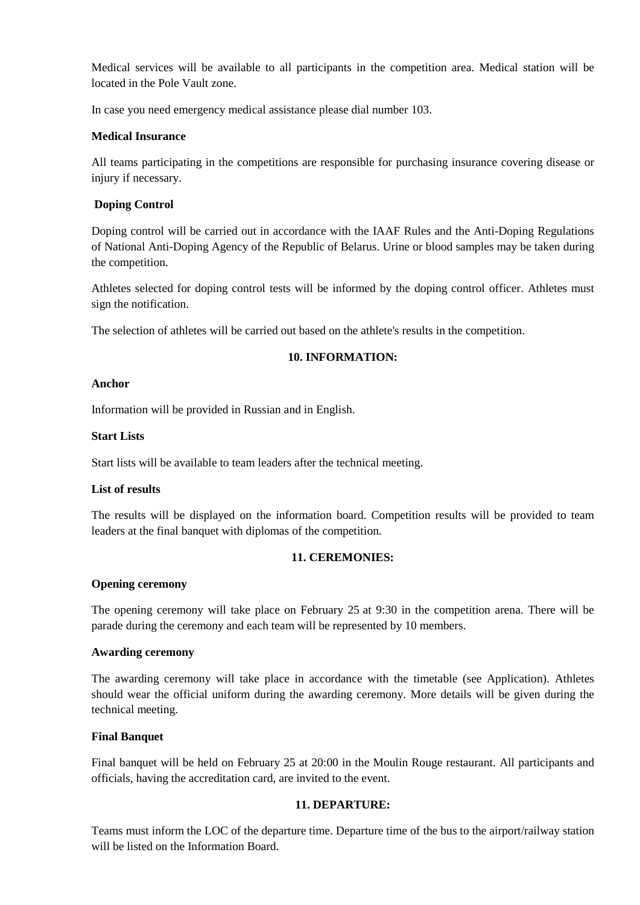Medical services will be available to all participants in the competition area. Medical station will be located in the Pole Vault zone.

In case you need emergency medical assistance please dial number 103.

**Medical Insurance**

All teams participating in the competitions are responsible for purchasing insurance covering disease or injury if necessary.

**Doping Control**

Doping control will be carried out in accordance with the IAAF Rules and the Anti-Doping Regulations of National Anti-Doping Agency of the Republic of Belarus. Urine or blood samples may be taken during the competition.

Athletes selected for doping control tests will be informed by the doping control officer. Athletes must sign the notification.

The selection of athletes will be carried out based on the athlete's results in the competition.

## 10. INFORMATION:

**Anchor**

Information will be provided in Russian and in English.

**Start Lists**

Start lists will be available to team leaders after the technical meeting.

**List of results**

The results will be displayed on the information board. Competition results will be provided to team leaders at the final banquet with diplomas of the competition.

## 11. CEREMONIES:

**Opening ceremony**

The opening ceremony will take place on February 25 at 9:30 in the competition arena. There will be parade during the ceremony and each team will be represented by 10 members.

**Awarding ceremony**

The awarding ceremony will take place in accordance with the timetable (see Application). Athletes should wear the official uniform during the awarding ceremony. More details will be given during the technical meeting.

**Final Banquet**

Final banquet will be held on February 25 at 20:00 in the Moulin Rouge restaurant. All participants and officials, having the accreditation card, are invited to the event.

## 11. DEPARTURE:

Teams must inform the LOC of the departure time. Departure time of the bus to the airport/railway station will be listed on the Information Board.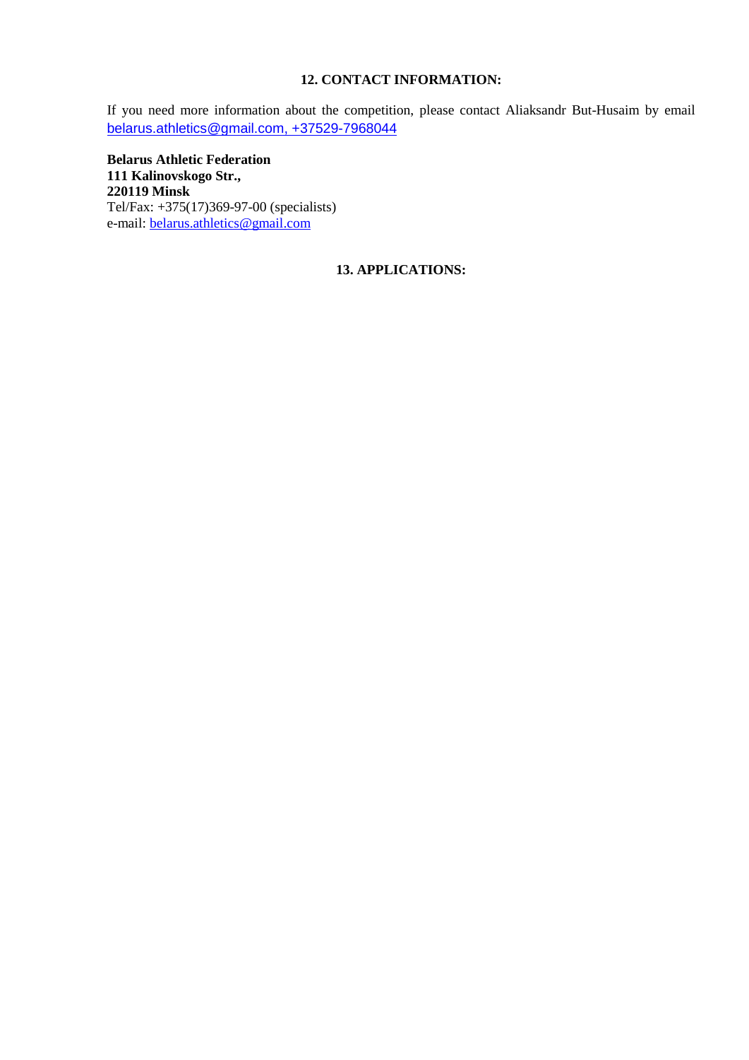## 12. CONTACT INFORMATION:

If you need more information about the competition, please contact Aliaksandr But-Husaim by email belarus.athletics@gmail.com, +37529-7968044

**Belarus Athletic Federation**
**111 Kalinovskogo Str.,**
**220119 Minsk**
Tel/Fax: +375(17)369-97-00 (specialists)
e-mail: belarus.athletics@gmail.com

## 13. APPLICATIONS: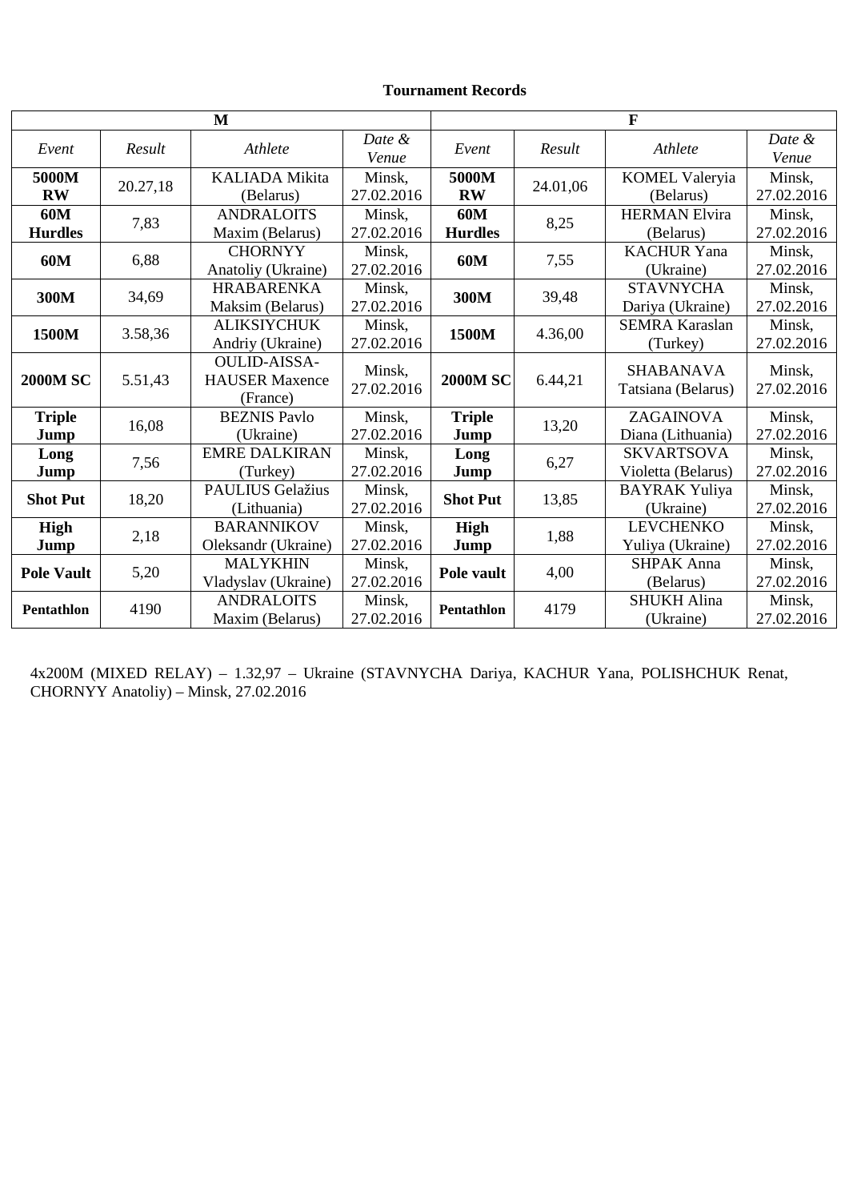**Tournament Records**

| M | | | | F | | | |
|---|---|---|---|---|---|---|---|
| *Event* | *Result* | *Athlete* | *Date & Venue* | *Event* | *Result* | *Athlete* | *Date & Venue* |
| **5000M RW** | 20.27,18 | KALIADA Mikita (Belarus) | Minsk, 27.02.2016 | **5000M RW** | 24.01,06 | KOMEL Valeryia (Belarus) | Minsk, 27.02.2016 |
| **60M Hurdles** | 7,83 | ANDRALOITS Maxim (Belarus) | Minsk, 27.02.2016 | **60M Hurdles** | 8,25 | HERMAN Elvira (Belarus) | Minsk, 27.02.2016 |
| **60M** | 6,88 | CHORNYY Anatoliy (Ukraine) | Minsk, 27.02.2016 | **60M** | 7,55 | KACHUR Yana (Ukraine) | Minsk, 27.02.2016 |
| **300M** | 34,69 | HRABARENKA Maksim (Belarus) | Minsk, 27.02.2016 | **300M** | 39,48 | STAVNYCHA Dariya (Ukraine) | Minsk, 27.02.2016 |
| **1500M** | 3.58,36 | ALIKSIYCHUK Andriy (Ukraine) | Minsk, 27.02.2016 | **1500M** | 4.36,00 | SEMRA Karaslan (Turkey) | Minsk, 27.02.2016 |
| **2000M SC** | 5.51,43 | OULID-AISSA-HAUSER Maxence (France) | Minsk, 27.02.2016 | **2000M SC** | 6.44,21 | SHABANAVA Tatsiana (Belarus) | Minsk, 27.02.2016 |
| **Triple Jump** | 16,08 | BEZNIS Pavlo (Ukraine) | Minsk, 27.02.2016 | **Triple Jump** | 13,20 | ZAGAINOVA Diana (Lithuania) | Minsk, 27.02.2016 |
| **Long Jump** | 7,56 | EMRE DALKIRAN (Turkey) | Minsk, 27.02.2016 | **Long Jump** | 6,27 | SKVARTSOVA Violetta (Belarus) | Minsk, 27.02.2016 |
| **Shot Put** | 18,20 | PAULIUS Gelažius (Lithuania) | Minsk, 27.02.2016 | **Shot Put** | 13,85 | BAYRAK Yuliya (Ukraine) | Minsk, 27.02.2016 |
| **High Jump** | 2,18 | BARANNIKOV Oleksandr (Ukraine) | Minsk, 27.02.2016 | **High Jump** | 1,88 | LEVCHENKO Yuliya (Ukraine) | Minsk, 27.02.2016 |
| **Pole Vault** | 5,20 | MALYKHIN Vladyslav (Ukraine) | Minsk, 27.02.2016 | **Pole vault** | 4,00 | SHPAK Anna (Belarus) | Minsk, 27.02.2016 |
| **Pentathlon** | 4190 | ANDRALOITS Maxim (Belarus) | Minsk, 27.02.2016 | **Pentathlon** | 4179 | SHUKH Alina (Ukraine) | Minsk, 27.02.2016 |

4x200M (MIXED RELAY) – 1.32,97 – Ukraine (STAVNYCHA Dariya, KACHUR Yana, POLISHCHUK Renat, CHORNYY Anatoliy) – Minsk, 27.02.2016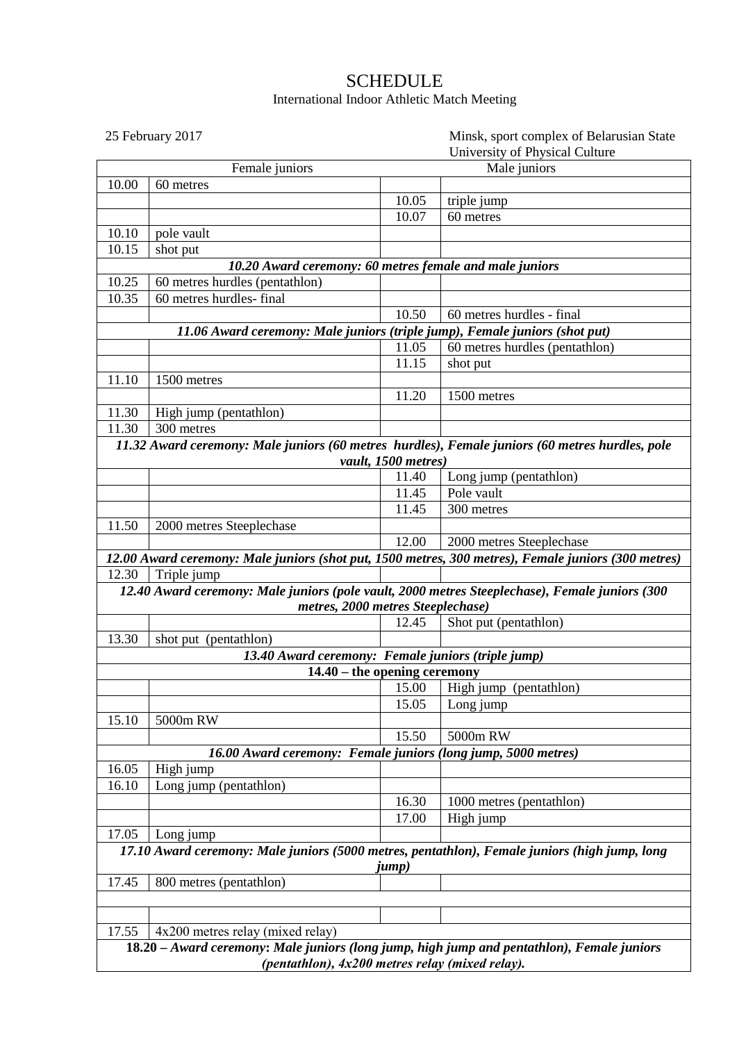# SCHEDULE

International Indoor Athletic Match Meeting

25 February 2017

Minsk, sport complex of Belarusian State University of Physical Culture

| Female juniors | | Male juniors | |
|---|---|---|---|
| 10.00 | 60 metres | | |
| | | 10.05 | triple jump |
| | | 10.07 | 60 metres |
| 10.10 | pole vault | | |
| 10.15 | shot put | | |
| ***10.20 Award ceremony: 60 metres female and male juniors*** | | | |
| 10.25 | 60 metres hurdles (pentathlon) | | |
| 10.35 | 60 metres hurdles- final | | |
| | | 10.50 | 60 metres hurdles - final |
| ***11.06 Award ceremony: Male juniors (triple jump), Female juniors (shot put)*** | | | |
| | | 11.05 | 60 metres hurdles (pentathlon) |
| | | 11.15 | shot put |
| 11.10 | 1500 metres | | |
| | | 11.20 | 1500 metres |
| 11.30 | High jump (pentathlon) | | |
| 11.30 | 300 metres | | |
| ***11.32 Award ceremony: Male juniors (60 metres hurdles), Female juniors (60 metres hurdles, pole vault, 1500 metres)*** | | | |
| | | 11.40 | Long jump (pentathlon) |
| | | 11.45 | Pole vault |
| | | 11.45 | 300 metres |
| 11.50 | 2000 metres Steeplechase | | |
| | | 12.00 | 2000 metres Steeplechase |
| ***12.00 Award ceremony: Male juniors (shot put, 1500 metres, 300 metres), Female juniors (300 metres)*** | | | |
| 12.30 | Triple jump | | |
| ***12.40 Award ceremony: Male juniors (pole vault, 2000 metres Steeplechase), Female juniors (300 metres, 2000 metres Steeplechase)*** | | | |
| | | 12.45 | Shot put (pentathlon) |
| 13.30 | shot put (pentathlon) | | |
| ***13.40 Award ceremony: Female juniors (triple jump)*** | | | |
| **14.40 – the opening ceremony** | | | |
| | | 15.00 | High jump (pentathlon) |
| | | 15.05 | Long jump |
| 15.10 | 5000m RW | | |
| | | 15.50 | 5000m RW |
| ***16.00 Award ceremony: Female juniors (long jump, 5000 metres)*** | | | |
| 16.05 | High jump | | |
| 16.10 | Long jump (pentathlon) | | |
| | | 16.30 | 1000 metres (pentathlon) |
| | | 17.00 | High jump |
| 17.05 | Long jump | | |
| ***17.10 Award ceremony: Male juniors (5000 metres, pentathlon), Female juniors (high jump, long jump)*** | | | |
| 17.45 | 800 metres (pentathlon) | | |
| | | | |
| | | | |
| 17.55 | 4x200 metres relay (mixed relay) | | |
| **18.20 –** ***Award ceremony*****:** ***Male juniors (long jump, high jump and pentathlon), Female juniors (pentathlon), 4x200 metres relay (mixed relay).*** | | | |